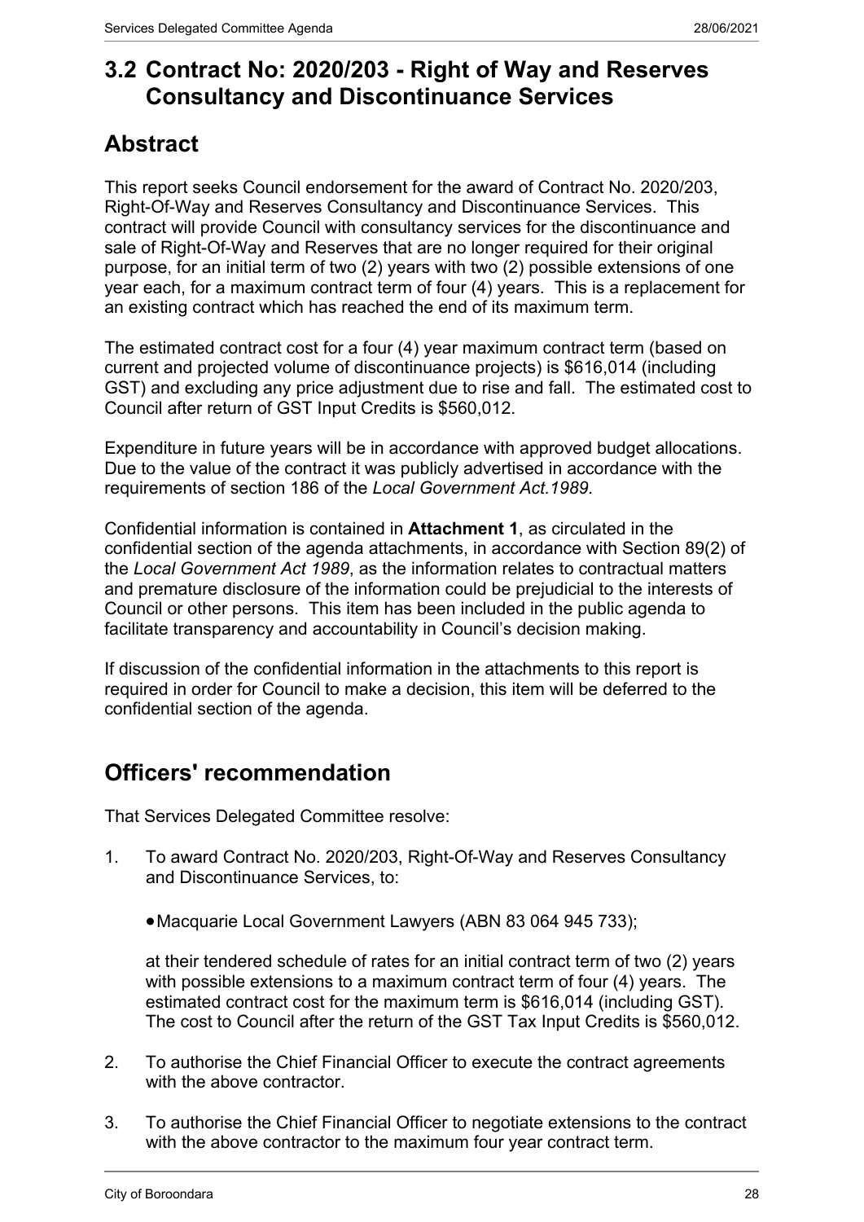# 3.2 Contract No: 2020/203 - Right of Way and Reserves Consultancy and Discontinuance Services

## Abstract

This report seeks Council endorsement for the award of Contract No. 2020/203, Right-Of-Way and Reserves Consultancy and Discontinuance Services. This contract will provide Council with consultancy services for the discontinuance and sale of Right-Of-Way and Reserves that are no longer required for their original purpose, for an initial term of two (2) years with two (2) possible extensions of one year each, for a maximum contract term of four (4) years. This is a replacement for an existing contract which has reached the end of its maximum term.

The estimated contract cost for a four (4) year maximum contract term (based on current and projected volume of discontinuance projects) is $616,014 (including GST) and excluding any price adjustment due to rise and fall. The estimated cost to Council after return of GST Input Credits is $560,012.

Expenditure in future years will be in accordance with approved budget allocations. Due to the value of the contract it was publicly advertised in accordance with the requirements of section 186 of the *Local Government Act.1989*.

Confidential information is contained in **Attachment 1**, as circulated in the confidential section of the agenda attachments, in accordance with Section 89(2) of the *Local Government Act 1989*, as the information relates to contractual matters and premature disclosure of the information could be prejudicial to the interests of Council or other persons. This item has been included in the public agenda to facilitate transparency and accountability in Council's decision making.

If discussion of the confidential information in the attachments to this report is required in order for Council to make a decision, this item will be deferred to the confidential section of the agenda.

## Officers' recommendation

That Services Delegated Committee resolve:

1. To award Contract No. 2020/203, Right-Of-Way and Reserves Consultancy and Discontinuance Services, to:

   - Macquarie Local Government Lawyers (ABN 83 064 945 733);

   at their tendered schedule of rates for an initial contract term of two (2) years with possible extensions to a maximum contract term of four (4) years. The estimated contract cost for the maximum term is $616,014 (including GST). The cost to Council after the return of the GST Tax Input Credits is $560,012.

2. To authorise the Chief Financial Officer to execute the contract agreements with the above contractor.

3. To authorise the Chief Financial Officer to negotiate extensions to the contract with the above contractor to the maximum four year contract term.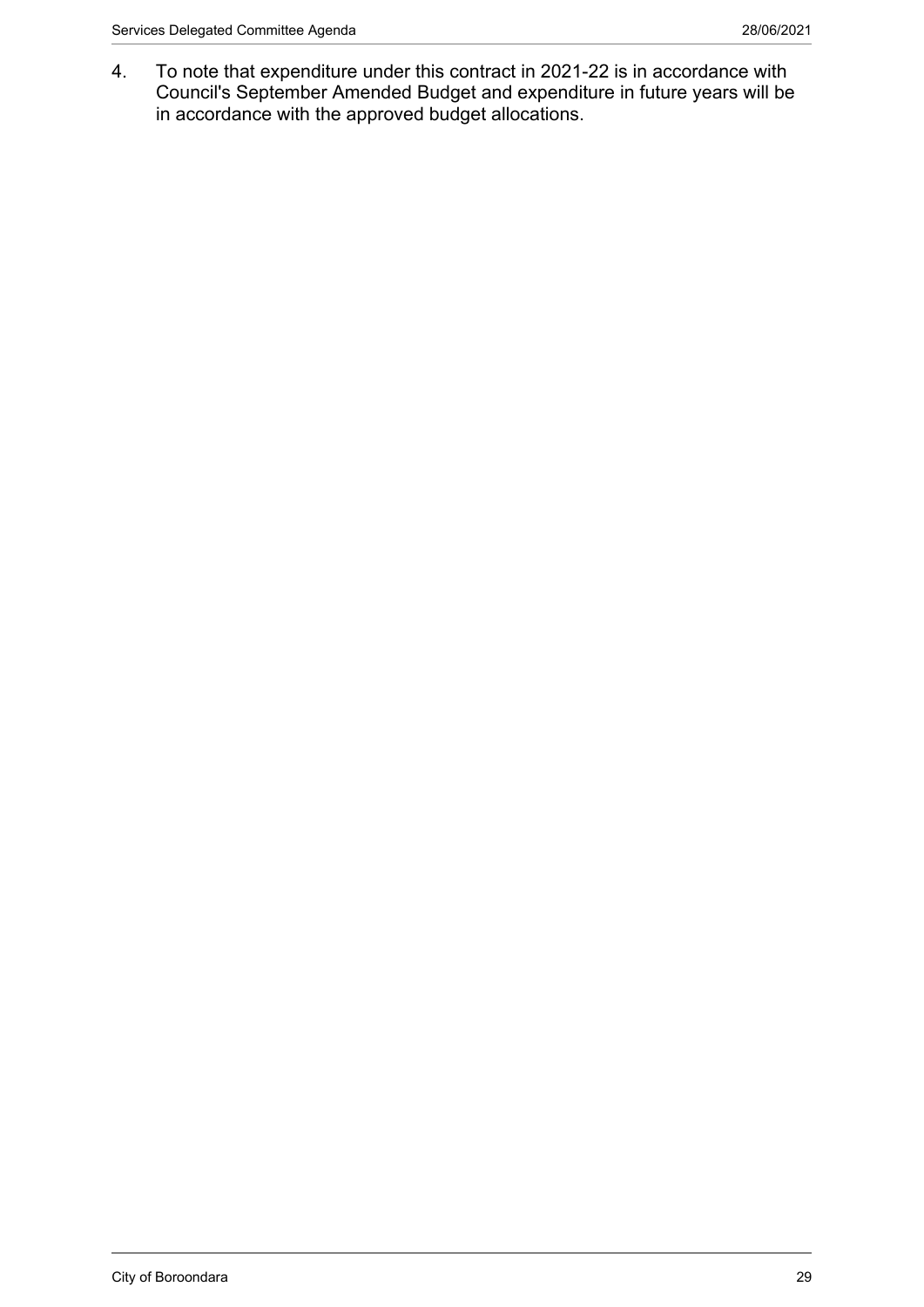4. To note that expenditure under this contract in 2021-22 is in accordance with Council's September Amended Budget and expenditure in future years will be in accordance with the approved budget allocations.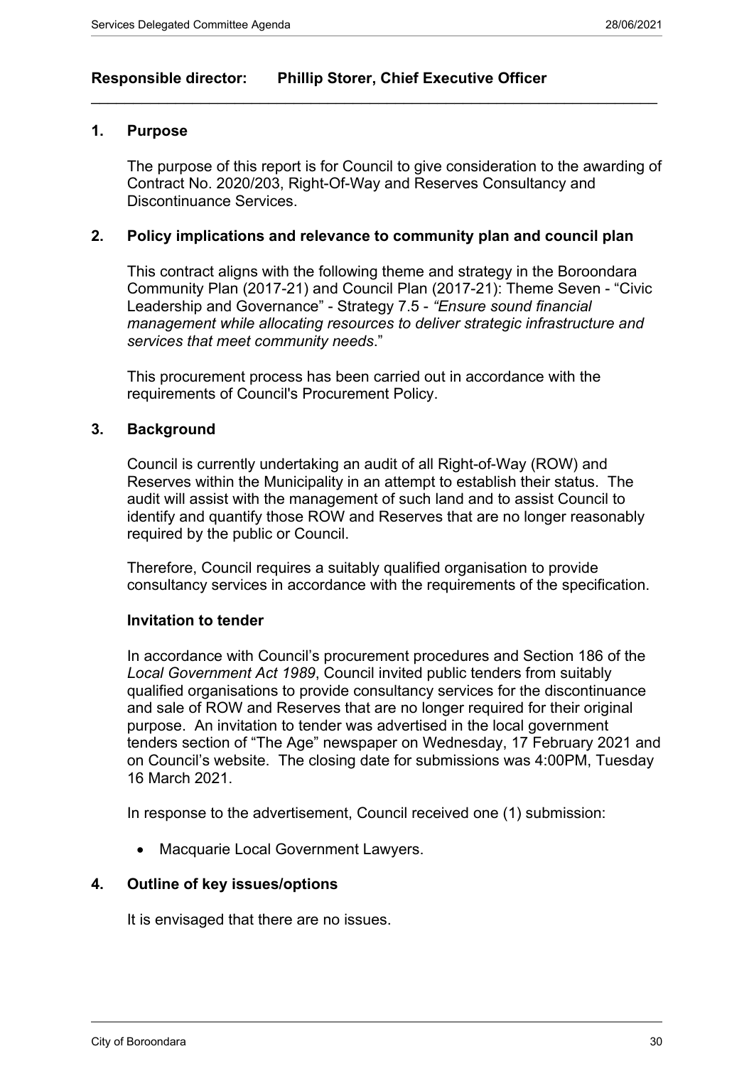**Responsible director: Phillip Storer, Chief Executive Officer**

---

## 1. Purpose

The purpose of this report is for Council to give consideration to the awarding of Contract No. 2020/203, Right-Of-Way and Reserves Consultancy and Discontinuance Services.

## 2. Policy implications and relevance to community plan and council plan

This contract aligns with the following theme and strategy in the Boroondara Community Plan (2017-21) and Council Plan (2017-21): Theme Seven - “Civic Leadership and Governance” - Strategy 7.5 - *“Ensure sound financial management while allocating resources to deliver strategic infrastructure and services that meet community needs*.”

This procurement process has been carried out in accordance with the requirements of Council's Procurement Policy.

## 3. Background

Council is currently undertaking an audit of all Right-of-Way (ROW) and Reserves within the Municipality in an attempt to establish their status. The audit will assist with the management of such land and to assist Council to identify and quantify those ROW and Reserves that are no longer reasonably required by the public or Council.

Therefore, Council requires a suitably qualified organisation to provide consultancy services in accordance with the requirements of the specification.

### Invitation to tender

In accordance with Council’s procurement procedures and Section 186 of the *Local Government Act 1989*, Council invited public tenders from suitably qualified organisations to provide consultancy services for the discontinuance and sale of ROW and Reserves that are no longer required for their original purpose. An invitation to tender was advertised in the local government tenders section of “The Age” newspaper on Wednesday, 17 February 2021 and on Council’s website. The closing date for submissions was 4:00PM, Tuesday 16 March 2021.

In response to the advertisement, Council received one (1) submission:

- Macquarie Local Government Lawyers.

## 4. Outline of key issues/options

It is envisaged that there are no issues.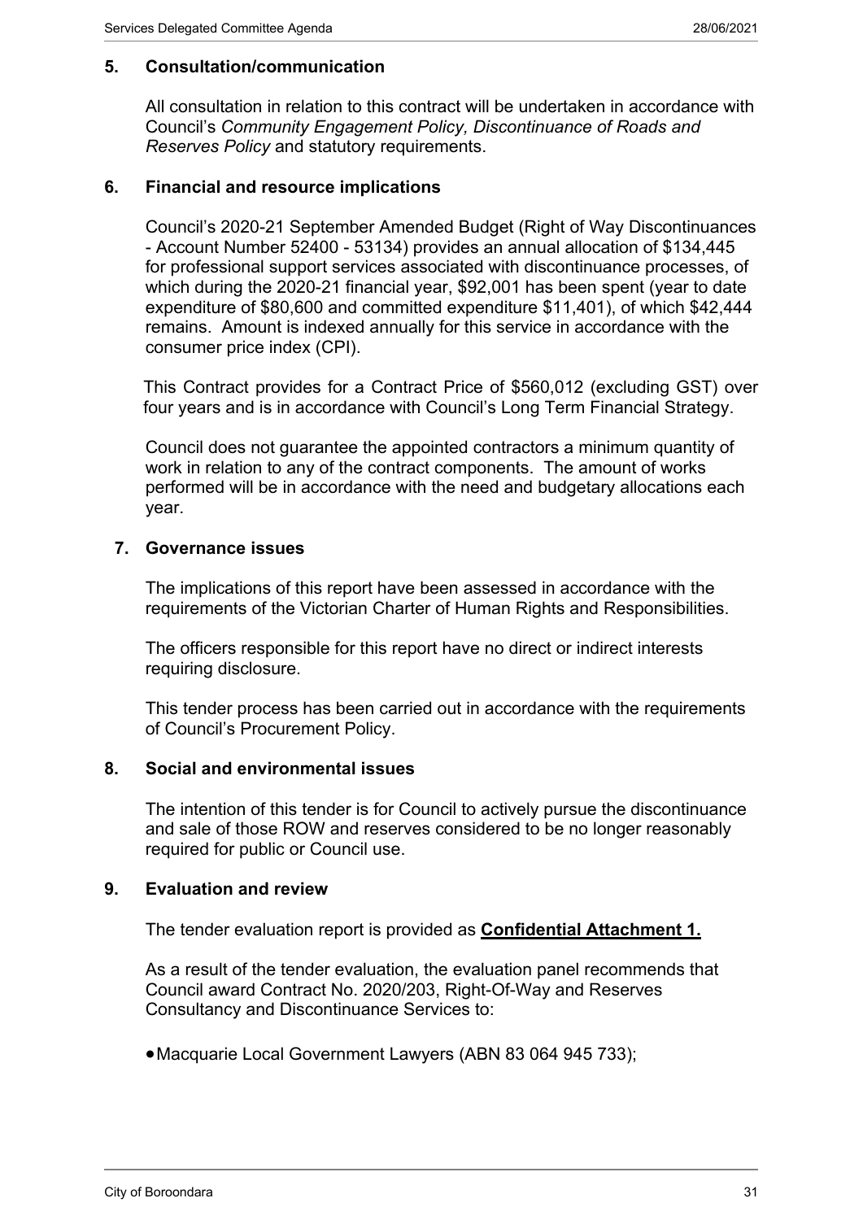## 5. Consultation/communication

All consultation in relation to this contract will be undertaken in accordance with Council's *Community Engagement Policy, Discontinuance of Roads and Reserves Policy* and statutory requirements.

## 6. Financial and resource implications

Council's 2020-21 September Amended Budget (Right of Way Discontinuances - Account Number 52400 - 53134) provides an annual allocation of $134,445 for professional support services associated with discontinuance processes, of which during the 2020-21 financial year, $92,001 has been spent (year to date expenditure of $80,600 and committed expenditure $11,401), of which $42,444 remains. Amount is indexed annually for this service in accordance with the consumer price index (CPI).

This Contract provides for a Contract Price of $560,012 (excluding GST) over four years and is in accordance with Council's Long Term Financial Strategy.

Council does not guarantee the appointed contractors a minimum quantity of work in relation to any of the contract components. The amount of works performed will be in accordance with the need and budgetary allocations each year.

## 7. Governance issues

The implications of this report have been assessed in accordance with the requirements of the Victorian Charter of Human Rights and Responsibilities.

The officers responsible for this report have no direct or indirect interests requiring disclosure.

This tender process has been carried out in accordance with the requirements of Council's Procurement Policy.

## 8. Social and environmental issues

The intention of this tender is for Council to actively pursue the discontinuance and sale of those ROW and reserves considered to be no longer reasonably required for public or Council use.

## 9. Evaluation and review

The tender evaluation report is provided as **Confidential Attachment 1.**

As a result of the tender evaluation, the evaluation panel recommends that Council award Contract No. 2020/203, Right-Of-Way and Reserves Consultancy and Discontinuance Services to:

- Macquarie Local Government Lawyers (ABN 83 064 945 733);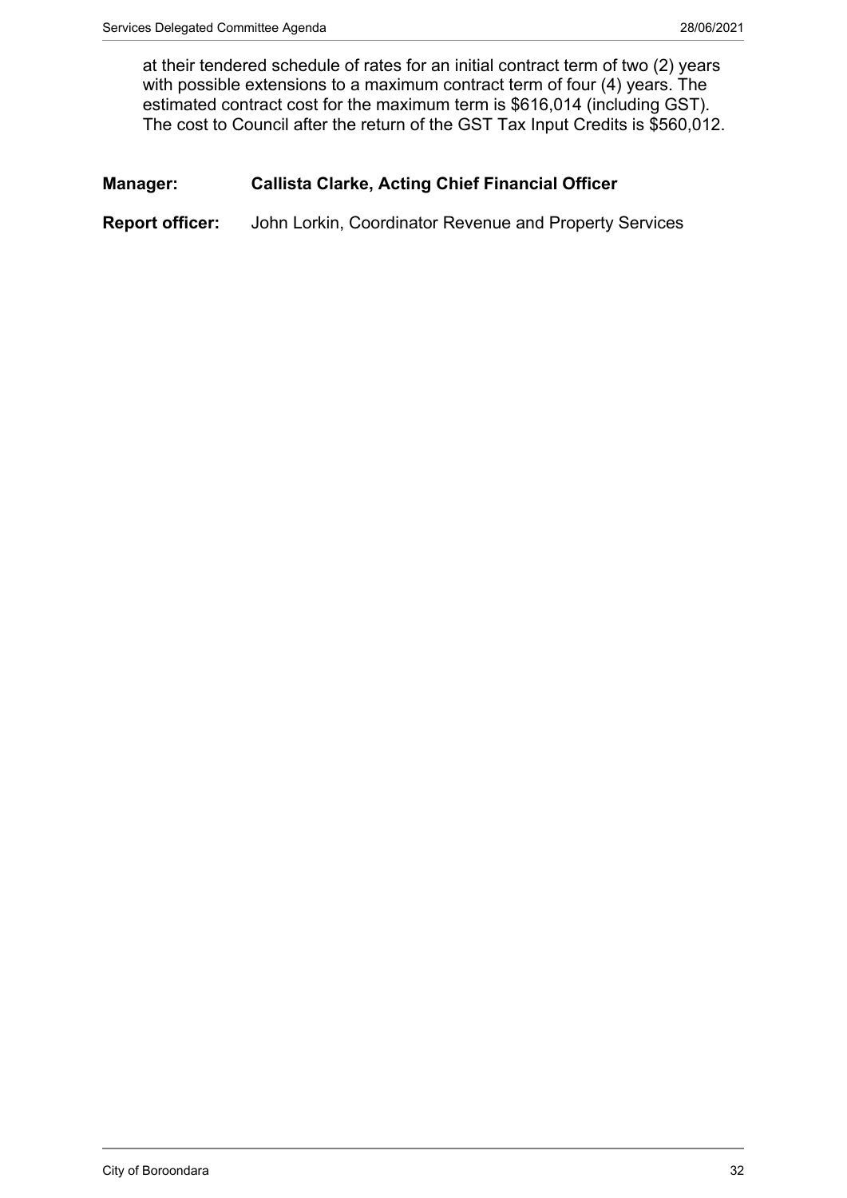at their tendered schedule of rates for an initial contract term of two (2) years with possible extensions to a maximum contract term of four (4) years. The estimated contract cost for the maximum term is $616,014 (including GST). The cost to Council after the return of the GST Tax Input Credits is $560,012.

**Manager:** **Callista Clarke, Acting Chief Financial Officer**

**Report officer:** John Lorkin, Coordinator Revenue and Property Services